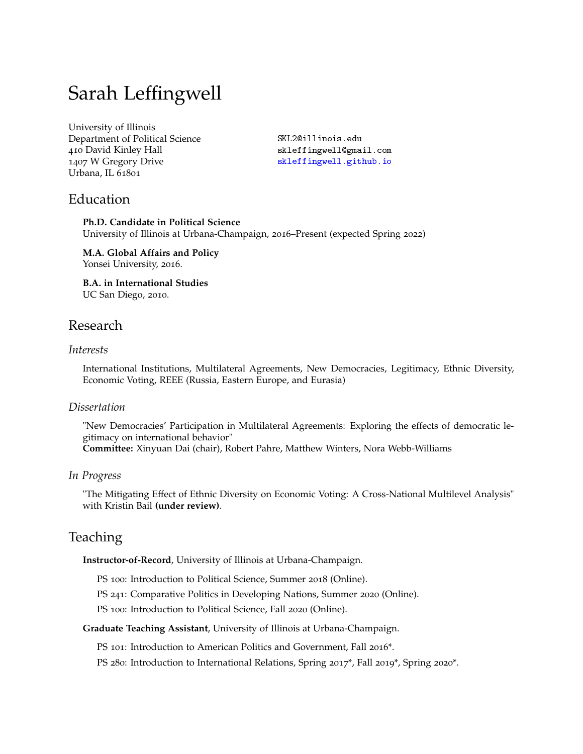# Sarah Leffingwell

University of Illinois
Department of Political Science
410 David Kinley Hall
1407 W Gregory Drive
Urbana, IL 61801

SKL2@illinois.edu
skleffingwell@gmail.com
skleffingwell.github.io

## Education

**Ph.D. Candidate in Political Science**
University of Illinois at Urbana-Champaign, 2016–Present (expected Spring 2022)

**M.A. Global Affairs and Policy**
Yonsei University, 2016.

**B.A. in International Studies**
UC San Diego, 2010.

## Research

### *Interests*

International Institutions, Multilateral Agreements, New Democracies, Legitimacy, Ethnic Diversity, Economic Voting, REEE (Russia, Eastern Europe, and Eurasia)

### *Dissertation*

"New Democracies' Participation in Multilateral Agreements: Exploring the effects of democratic legitimacy on international behavior"
**Committee:** Xinyuan Dai (chair), Robert Pahre, Matthew Winters, Nora Webb-Williams

### *In Progress*

"The Mitigating Effect of Ethnic Diversity on Economic Voting: A Cross-National Multilevel Analysis" with Kristin Bail **(under review)**.

## Teaching

**Instructor-of-Record**, University of Illinois at Urbana-Champaign.

PS 100: Introduction to Political Science, Summer 2018 (Online).

PS 241: Comparative Politics in Developing Nations, Summer 2020 (Online).

PS 100: Introduction to Political Science, Fall 2020 (Online).

**Graduate Teaching Assistant**, University of Illinois at Urbana-Champaign.

PS 101: Introduction to American Politics and Government, Fall 2016*.

PS 280: Introduction to International Relations, Spring 2017*, Fall 2019*, Spring 2020*.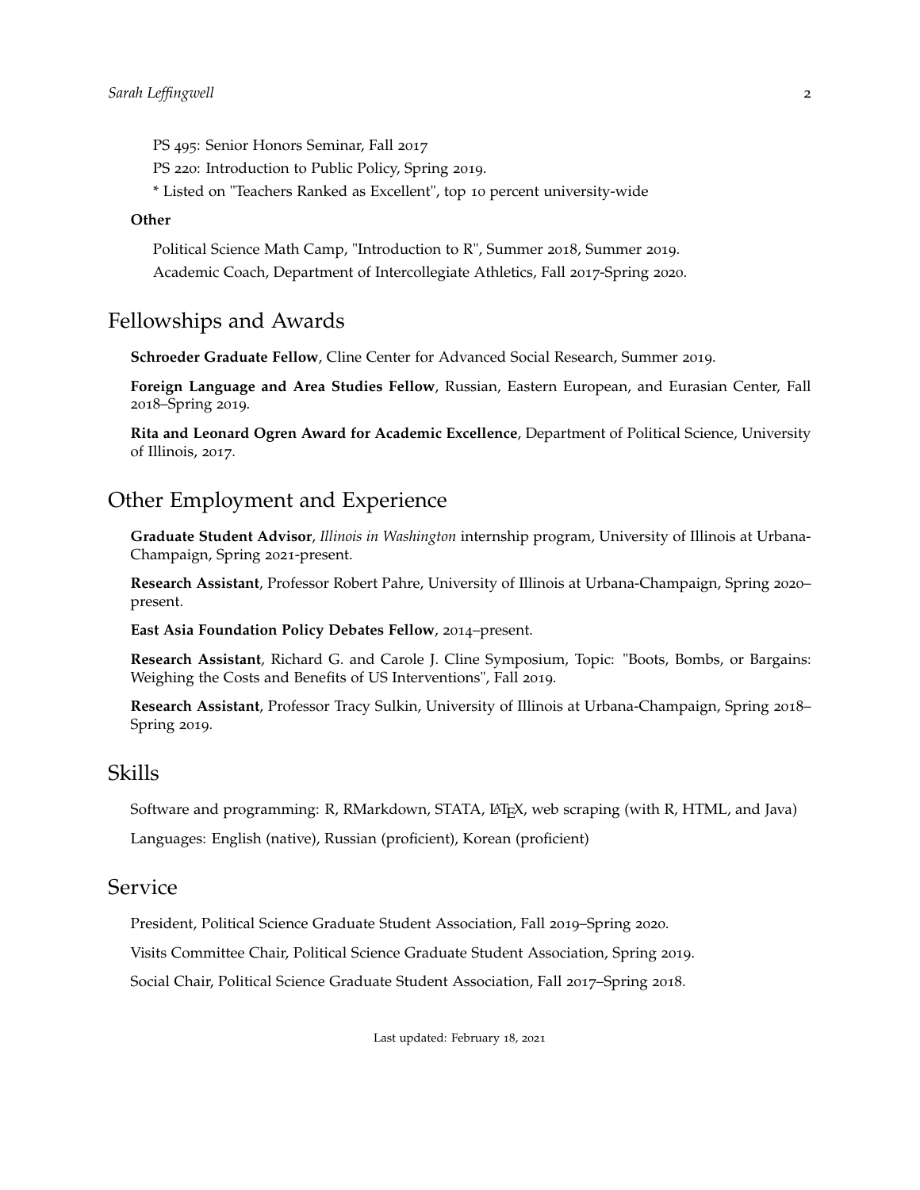PS 495: Senior Honors Seminar, Fall 2017

PS 220: Introduction to Public Policy, Spring 2019.

* Listed on "Teachers Ranked as Excellent", top 10 percent university-wide

**Other**

Political Science Math Camp, "Introduction to R", Summer 2018, Summer 2019.

Academic Coach, Department of Intercollegiate Athletics, Fall 2017-Spring 2020.

## Fellowships and Awards

**Schroeder Graduate Fellow**, Cline Center for Advanced Social Research, Summer 2019.

**Foreign Language and Area Studies Fellow**, Russian, Eastern European, and Eurasian Center, Fall 2018–Spring 2019.

**Rita and Leonard Ogren Award for Academic Excellence**, Department of Political Science, University of Illinois, 2017.

## Other Employment and Experience

**Graduate Student Advisor**, *Illinois in Washington* internship program, University of Illinois at Urbana-Champaign, Spring 2021-present.

**Research Assistant**, Professor Robert Pahre, University of Illinois at Urbana-Champaign, Spring 2020–present.

**East Asia Foundation Policy Debates Fellow**, 2014–present.

**Research Assistant**, Richard G. and Carole J. Cline Symposium, Topic: "Boots, Bombs, or Bargains: Weighing the Costs and Benefits of US Interventions", Fall 2019.

**Research Assistant**, Professor Tracy Sulkin, University of Illinois at Urbana-Champaign, Spring 2018–Spring 2019.

## Skills

Software and programming: R, RMarkdown, STATA, LaTeX, web scraping (with R, HTML, and Java)

Languages: English (native), Russian (proficient), Korean (proficient)

## Service

President, Political Science Graduate Student Association, Fall 2019–Spring 2020.

Visits Committee Chair, Political Science Graduate Student Association, Spring 2019.

Social Chair, Political Science Graduate Student Association, Fall 2017–Spring 2018.

Last updated: February 18, 2021